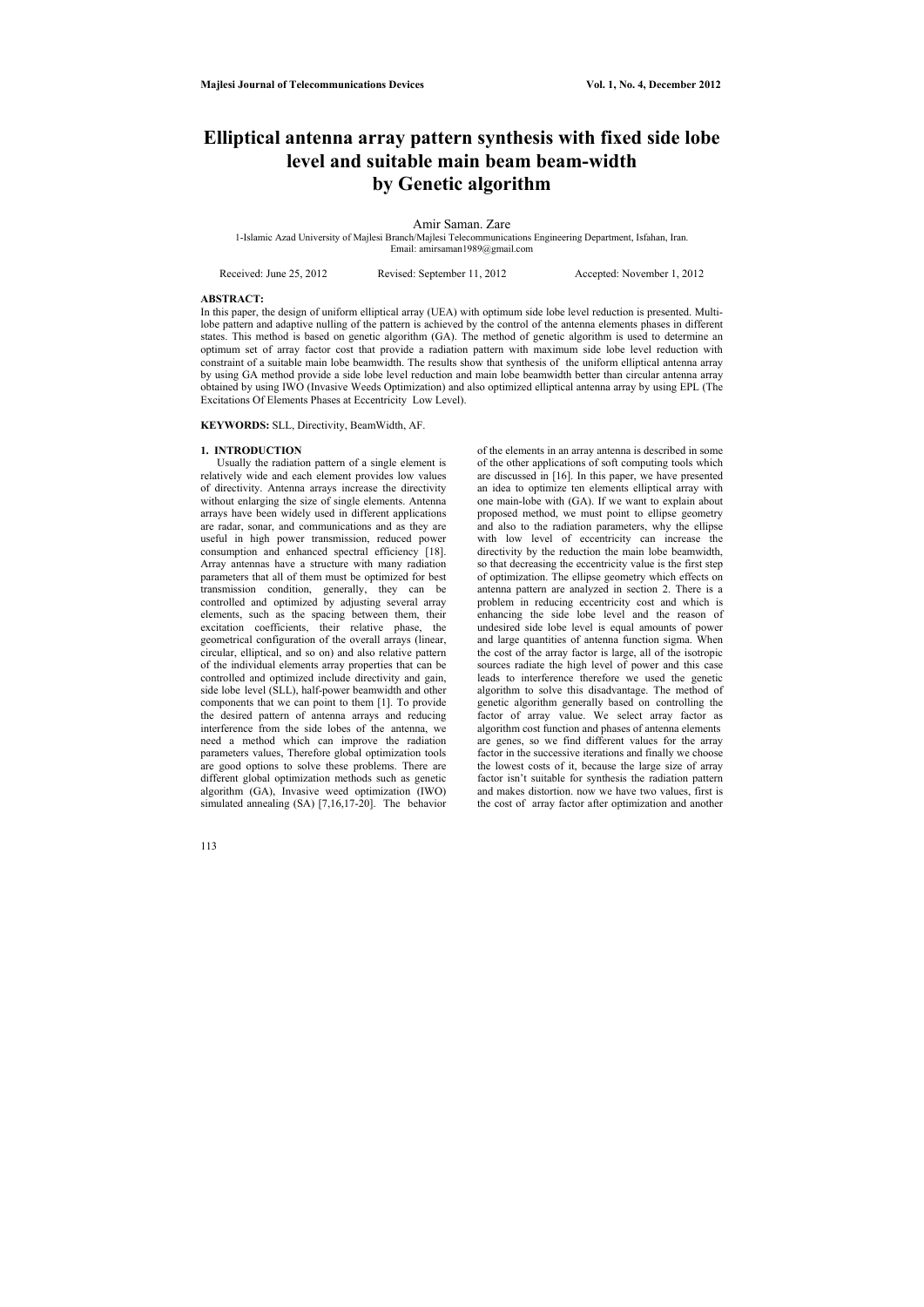# Elliptical antenna array pattern synthesis with fixed side lobe level and suitable main beam beam-width by Genetic algorithm

Amir Saman. Zare

1-Islamic Azad University of Majlesi Branch/Majlesi Telecommunications Engineering Department, Isfahan, Iran.
Email: amirsaman1989@gmail.com

Received: June 25, 2012 Revised: September 11, 2012 Accepted: November 1, 2012

**ABSTRACT:**

In this paper, the design of uniform elliptical array (UEA) with optimum side lobe level reduction is presented. Multi-lobe pattern and adaptive nulling of the pattern is achieved by the control of the antenna elements phases in different states. This method is based on genetic algorithm (GA). The method of genetic algorithm is used to determine an optimum set of array factor cost that provide a radiation pattern with maximum side lobe level reduction with constraint of a suitable main lobe beamwidth. The results show that synthesis of the uniform elliptical antenna array by using GA method provide a side lobe level reduction and main lobe beamwidth better than circular antenna array obtained by using IWO (Invasive Weeds Optimization) and also optimized elliptical antenna array by using EPL (The Excitations Of Elements Phases at Eccentricity Low Level).

**KEYWORDS:** SLL, Directivity, BeamWidth, AF.

## 1. INTRODUCTION

Usually the radiation pattern of a single element is relatively wide and each element provides low values of directivity. Antenna arrays increase the directivity without enlarging the size of single elements. Antenna arrays have been widely used in different applications are radar, sonar, and communications and as they are useful in high power transmission, reduced power consumption and enhanced spectral efficiency [18]. Array antennas have a structure with many radiation parameters that all of them must be optimized for best transmission condition, generally, they can be controlled and optimized by adjusting several array elements, such as the spacing between them, their excitation coefficients, their relative phase, the geometrical configuration of the overall arrays (linear, circular, elliptical, and so on) and also relative pattern of the individual elements array properties that can be controlled and optimized include directivity and gain, side lobe level (SLL), half-power beamwidth and other components that we can point to them [1]. To provide the desired pattern of antenna arrays and reducing interference from the side lobes of the antenna, we need a method which can improve the radiation parameters values, Therefore global optimization tools are good options to solve these problems. There are different global optimization methods such as genetic algorithm (GA), Invasive weed optimization (IWO) simulated annealing (SA) [7,16,17-20]. The behavior of the elements in an array antenna is described in some of the other applications of soft computing tools which are discussed in [16]. In this paper, we have presented an idea to optimize ten elements elliptical array with one main-lobe with (GA). If we want to explain about proposed method, we must point to ellipse geometry and also to the radiation parameters, why the ellipse with low level of eccentricity can increase the directivity by the reduction the main lobe beamwidth, so that decreasing the eccentricity value is the first step of optimization. The ellipse geometry which effects on antenna pattern are analyzed in section 2. There is a problem in reducing eccentricity cost and which is enhancing the side lobe level and the reason of undesired side lobe level is equal amounts of power and large quantities of antenna function sigma. When the cost of the array factor is large, all of the isotropic sources radiate the high level of power and this case leads to interference therefore we used the genetic algorithm to solve this disadvantage. The method of genetic algorithm generally based on controlling the factor of array value. We select array factor as algorithm cost function and phases of antenna elements are genes, so we find different values for the array factor in the successive iterations and finally we choose the lowest costs of it, because the large size of array factor isn't suitable for synthesis the radiation pattern and makes distortion. now we have two values, first is the cost of array factor after optimization and another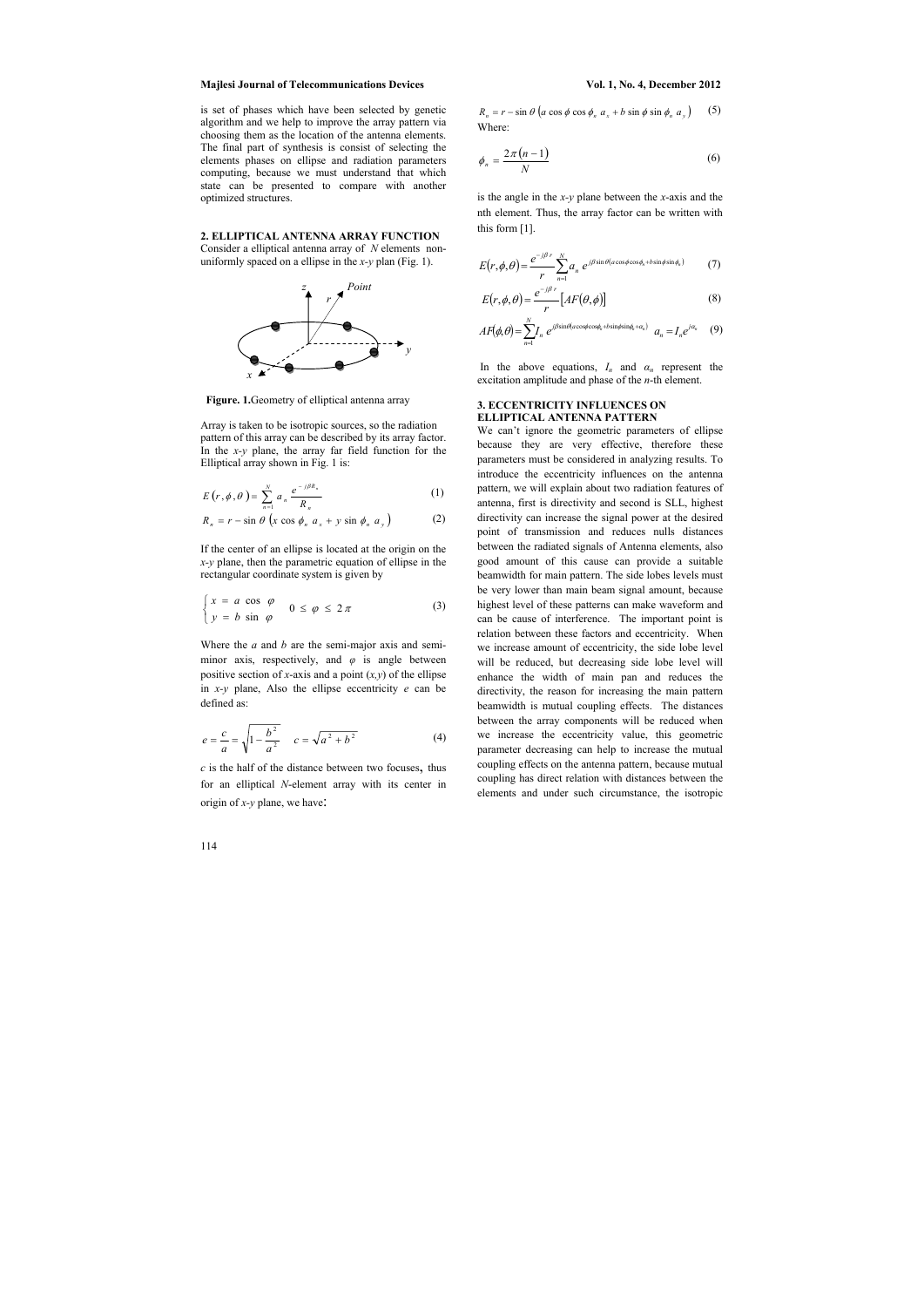is set of phases which have been selected by genetic algorithm and we help to improve the array pattern via choosing them as the location of the antenna elements. The final part of synthesis is consist of selecting the elements phases on ellipse and radiation parameters computing, because we must understand that which state can be presented to compare with another optimized structures.

## 2. ELLIPTICAL ANTENNA ARRAY FUNCTION

Consider a elliptical antenna array of $N$ elements non-uniformly spaced on a ellipse in the $x$-$y$ plan (Fig. 1).

**Figure. 1.** Geometry of elliptical antenna array

Array is taken to be isotropic sources, so the radiation pattern of this array can be described by its array factor. In the $x$-$y$ plane, the array far field function for the Elliptical array shown in Fig. 1 is:

$$E(r,\phi,\theta) = \sum_{n=1}^{N} a_n \frac{e^{-j\beta R_n}}{R_n} \tag{1}$$

$$R_n = r - \sin\theta\left(x\cos\phi_n\, a_x + y\sin\phi_n\, a_y\right) \tag{2}$$

If the center of an ellipse is located at the origin on the $x$-$y$ plane, then the parametric equation of ellipse in the rectangular coordinate system is given by

$$\begin{cases} x = a\cos\varphi \\ y = b\sin\varphi \end{cases} \quad 0 \le \varphi \le 2\pi \tag{3}$$

Where the $a$ and $b$ are the semi-major axis and semi-minor axis, respectively, and $\varphi$ is angle between positive section of $x$-axis and a point $(x,y)$ of the ellipse in $x$-$y$ plane, Also the ellipse eccentricity $e$ can be defined as:

$$e = \frac{c}{a} = \sqrt{1 - \frac{b^2}{a^2}} \quad c = \sqrt{a^2 + b^2} \tag{4}$$

$c$ is the half of the distance between two focuses, thus for an elliptical $N$-element array with its center in origin of $x$-$y$ plane, we have:

$$R_n = r - \sin\theta\left(a\cos\phi\cos\phi_n\, a_x + b\sin\phi\sin\phi_n\, a_y\right) \tag{5}$$

Where:

$$\phi_n = \frac{2\pi(n-1)}{N} \tag{6}$$

is the angle in the $x$-$y$ plane between the $x$-axis and the nth element. Thus, the array factor can be written with this form [1].

$$E(r,\phi,\theta) = \frac{e^{-j\beta r}}{r}\sum_{n=1}^{N} a_n\, e^{j\beta\sin\theta(a\cos\phi\cos\phi_n + b\sin\phi\sin\phi_n)} \tag{7}$$

$$E(r,\phi,\theta) = \frac{e^{-j\beta r}}{r}\left[AF(\theta,\phi)\right] \tag{8}$$

$$AF(\phi,\theta) = \sum_{n=1}^{N} I_n\, e^{j(\beta\sin\theta(a\cos\phi\cos\phi_n + b\sin\phi\sin\phi_n) + \alpha_n)} \quad a_n = I_n e^{j\alpha_n} \tag{9}$$

In the above equations, $I_n$ and $\alpha_n$ represent the excitation amplitude and phase of the $n$-th element.

## 3. ECCENTRICITY INFLUENCES ON ELLIPTICAL ANTENNA PATTERN

We can't ignore the geometric parameters of ellipse because they are very effective, therefore these parameters must be considered in analyzing results. To introduce the eccentricity influences on the antenna pattern, we will explain about two radiation features of antenna, first is directivity and second is SLL, highest directivity can increase the signal power at the desired point of transmission and reduces nulls distances between the radiated signals of Antenna elements, also good amount of this cause can provide a suitable beamwidth for main pattern. The side lobes levels must be very lower than main beam signal amount, because highest level of these patterns can make waveform and can be cause of interference. The important point is relation between these factors and eccentricity. When we increase amount of eccentricity, the side lobe level will be reduced, but decreasing side lobe level will enhance the width of main pan and reduces the directivity, the reason for increasing the main pattern beamwidth is mutual coupling effects. The distances between the array components will be reduced when we increase the eccentricity value, this geometric parameter decreasing can help to increase the mutual coupling effects on the antenna pattern, because mutual coupling has direct relation with distances between the elements and under such circumstance, the isotropic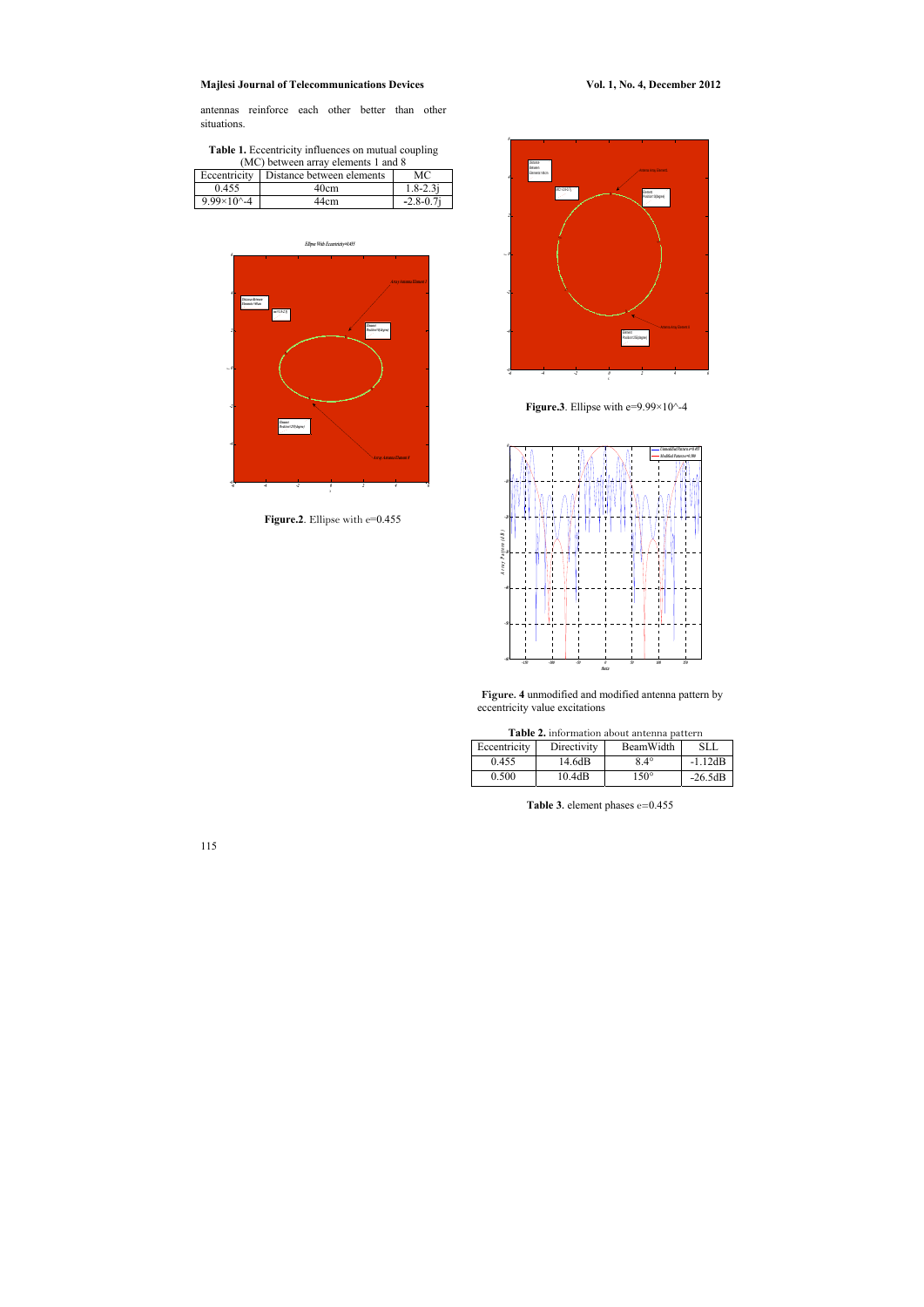antennas reinforce each other better than other situations.

**Table 1.** Eccentricity influences on mutual coupling (MC) between array elements 1 and 8

| Eccentricity | Distance between elements | MC |
|---|---|---|
| 0.455 | 40cm | 1.8-2.3j |
| 9.99×10^-4 | 44cm | -2.8-0.7j |

**Figure.2**. Ellipse with e=0.455

**Figure.3**. Ellipse with e=9.99×10^-4

**Figure. 4** unmodified and modified antenna pattern by eccentricity value excitations

**Table 2.** information about antenna pattern

| Eccentricity | Directivity | BeamWidth | SLL |
|---|---|---|---|
| 0.455 | 14.6dB | 8.4° | -1.12dB |
| 0.500 | 10.4dB | 150° | -26.5dB |

**Table 3**. element phases e=0.455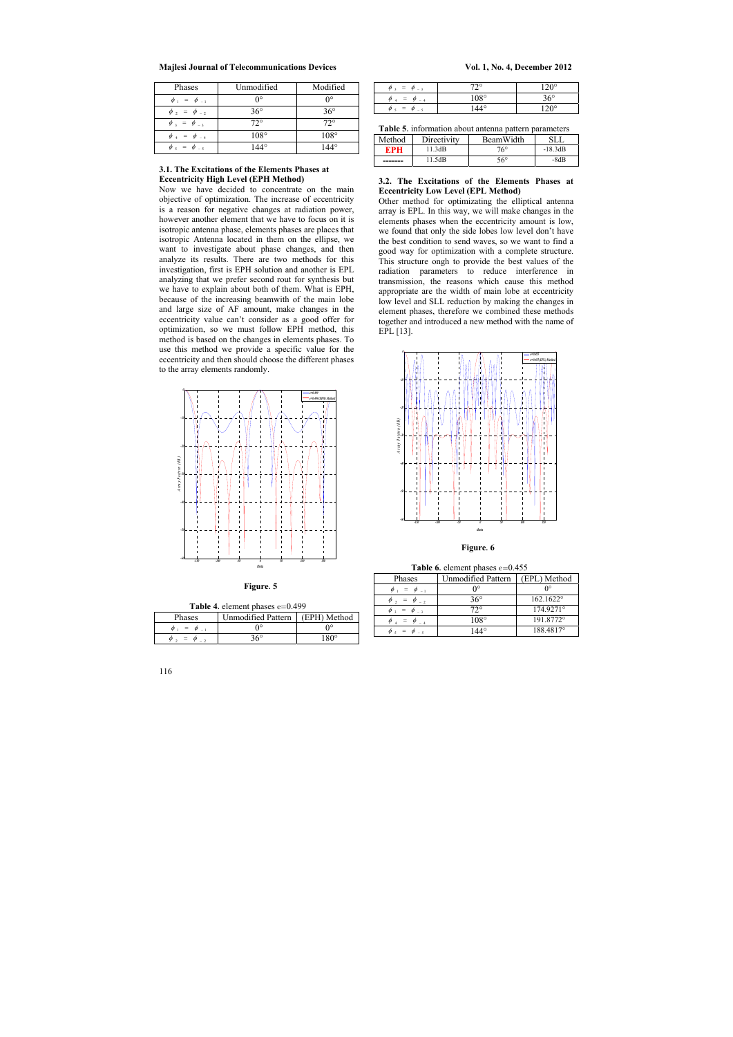| Phases | Unmodified | Modified |
|---|---|---|
| $\phi_1 = \phi_{-1}$ | 0° | 0° |
| $\phi_2 = \phi_{-2}$ | 36° | 36° |
| $\phi_3 = \phi_{-3}$ | 72° | 72° |
| $\phi_4 = \phi_{-4}$ | 108° | 108° |
| $\phi_5 = \phi_{-5}$ | 144° | 144° |

### 3.1. The Excitations of the Elements Phases at Eccentricity High Level (EPH Method)

Now we have decided to concentrate on the main objective of optimization. The increase of eccentricity is a reason for negative changes at radiation power, however another element that we have to focus on it is isotropic antenna phase, elements phases are places that isotropic Antenna located in them on the ellipse, we want to investigate about phase changes, and then analyze its results. There are two methods for this investigation, first is EPH solution and another is EPL analyzing that we prefer second rout for synthesis but we have to explain about both of them. What is EPH, because of the increasing beamwith of the main lobe and large size of AF amount, make changes in the eccentricity value can't consider as a good offer for optimization, so we must follow EPH method, this method is based on the changes in elements phases. To use this method we provide a specific value for the eccentricity and then should choose the different phases to the array elements randomly.

**Figure. 5**

**Table 4**. element phases e=0.499

| Phases | Unmodified Pattern | (EPH) Method |
|---|---|---|
| $\phi_1 = \phi_{-1}$ | 0° | 0° |
| $\phi_2 = \phi_{-2}$ | 36° | 180° |
| $\phi_3 = \phi_{-3}$ | 72° | 120° |
| $\phi_4 = \phi_{-4}$ | 108° | 36° |
| $\phi_5 = \phi_{-5}$ | 144° | 120° |

**Table 5**. information about antenna pattern parameters

| Method | Directivity | BeamWidth | SLL |
|---|---|---|---|
| **EPH** | 11.3dB | 76° | -18.3dB |
| ------- | 11.5dB | 56° | -8dB |

### 3.2. The Excitations of the Elements Phases at Eccentricity Low Level (EPL Method)

Other method for optimizating the elliptical antenna array is EPL. In this way, we will make changes in the elements phases when the eccentricity amount is low, we found that only the side lobes low level don't have the best condition to send waves, so we want to find a good way for optimization with a complete structure. This structure ongh to provide the best values of the radiation parameters to reduce interference in transmission, the reasons which cause this method appropriate are the width of main lobe at eccentricity low level and SLL reduction by making the changes in element phases, therefore we combined these methods together and introduced a new method with the name of EPL [13].

**Figure. 6**

**Table 6**. element phases e=0.455

| Phases | Unmodified Pattern | (EPL) Method |
|---|---|---|
| $\phi_1 = \phi_{-1}$ | 0° | 0° |
| $\phi_2 = \phi_{-2}$ | 36° | 162.1622° |
| $\phi_3 = \phi_{-3}$ | 72° | 174.9271° |
| $\phi_4 = \phi_{-4}$ | 108° | 191.8772° |
| $\phi_5 = \phi_{-5}$ | 144° | 188.4817° |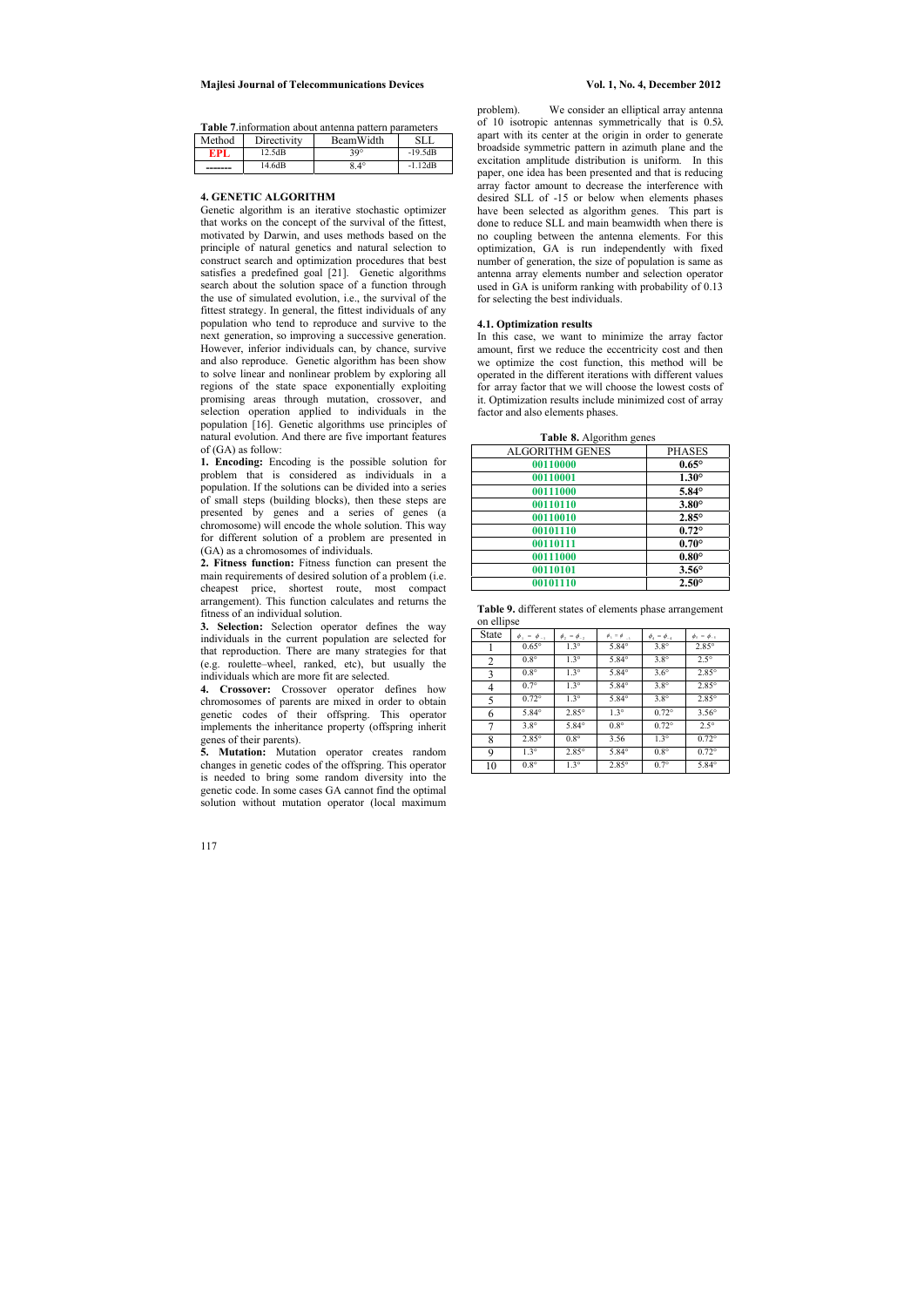**Table 7.** information about antenna pattern parameters

| Method | Directivity | BeamWidth | SLL |
|---|---|---|---|
| EPL | 12.5dB | 39° | -19.5dB |
| ------- | 14.6dB | 8.4° | -1.12dB |

## 4. GENETIC ALGORITHM

Genetic algorithm is an iterative stochastic optimizer that works on the concept of the survival of the fittest, motivated by Darwin, and uses methods based on the principle of natural genetics and natural selection to construct search and optimization procedures that best satisfies a predefined goal [21]. Genetic algorithms search about the solution space of a function through the use of simulated evolution, i.e., the survival of the fittest strategy. In general, the fittest individuals of any population who tend to reproduce and survive to the next generation, so improving a successive generation. However, inferior individuals can, by chance, survive and also reproduce. Genetic algorithm has been show to solve linear and nonlinear problem by exploring all regions of the state space exponentially exploiting promising areas through mutation, crossover, and selection operation applied to individuals in the population [16]. Genetic algorithms use principles of natural evolution. And there are five important features of (GA) as follow:

**1. Encoding:** Encoding is the possible solution for problem that is considered as individuals in a population. If the solutions can be divided into a series of small steps (building blocks), then these steps are presented by genes and a series of genes (a chromosome) will encode the whole solution. This way for different solution of a problem are presented in (GA) as a chromosomes of individuals.

**2. Fitness function:** Fitness function can present the main requirements of desired solution of a problem (i.e. cheapest price, shortest route, most compact arrangement). This function calculates and returns the fitness of an individual solution.

**3. Selection:** Selection operator defines the way individuals in the current population are selected for that reproduction. There are many strategies for that (e.g. roulette–wheel, ranked, etc), but usually the individuals which are more fit are selected.

**4. Crossover:** Crossover operator defines how chromosomes of parents are mixed in order to obtain genetic codes of their offspring. This operator implements the inheritance property (offspring inherit genes of their parents).

**5. Mutation:** Mutation operator creates random changes in genetic codes of the offspring. This operator is needed to bring some random diversity into the genetic code. In some cases GA cannot find the optimal solution without mutation operator (local maximum problem). We consider an elliptical array antenna of 10 isotropic antennas symmetrically that is 0.5λ apart with its center at the origin in order to generate broadside symmetric pattern in azimuth plane and the excitation amplitude distribution is uniform. In this paper, one idea has been presented and that is reducing array factor amount to decrease the interference with desired SLL of -15 or below when elements phases have been selected as algorithm genes. This part is done to reduce SLL and main beamwidth when there is no coupling between the antenna elements. For this optimization, GA is run independently with fixed number of generation, the size of population is same as antenna array elements number and selection operator used in GA is uniform ranking with probability of 0.13 for selecting the best individuals.

### 4.1. Optimization results

In this case, we want to minimize the array factor amount, first we reduce the eccentricity cost and then we optimize the cost function, this method will be operated in the different iterations with different values for array factor that we will choose the lowest costs of it. Optimization results include minimized cost of array factor and also elements phases.

**Table 8.** Algorithm genes

| ALGORITHM GENES | PHASES |
|---|---|
| 00110000 | **0.65°** |
| 00110001 | **1.30°** |
| 00111000 | **5.84°** |
| 00110110 | **3.80°** |
| 00110010 | **2.85°** |
| 00101110 | **0.72°** |
| 00110111 | **0.70°** |
| 00111000 | **0.80°** |
| 00110101 | **3.56°** |
| 00101110 | **2.50°** |

**Table 9.** different states of elements phase arrangement on ellipse

| State | $\phi_1 = \phi_{-1}$ | $\phi_2 = \phi_{-2}$ | $\phi_3 = \phi_{-3}$ | $\phi_4 = \phi_{-4}$ | $\phi_5 = \phi_{-5}$ |
|---|---|---|---|---|---|
| 1 | 0.65° | 1.3° | 5.84° | 3.8° | 2.85° |
| 2 | 0.8° | 1.3° | 5.84° | 3.8° | 2.5° |
| 3 | 0.8° | 1.3° | 5.84° | 3.6° | 2.85° |
| 4 | 0.7° | 1.3° | 5.84° | 3.8° | 2.85° |
| 5 | 0.72° | 1.3° | 5.84° | 3.8° | 2.85° |
| 6 | 5.84° | 2.85° | 1.3° | 0.72° | 3.56° |
| 7 | 3.8° | 5.84° | 0.8° | 0.72° | 2.5° |
| 8 | 2.85° | 0.8° | 3.56 | 1.3° | 0.72° |
| 9 | 1.3° | 2.85° | 5.84° | 0.8° | 0.72° |
| 10 | 0.8° | 1.3° | 2.85° | 0.7° | 5.84° |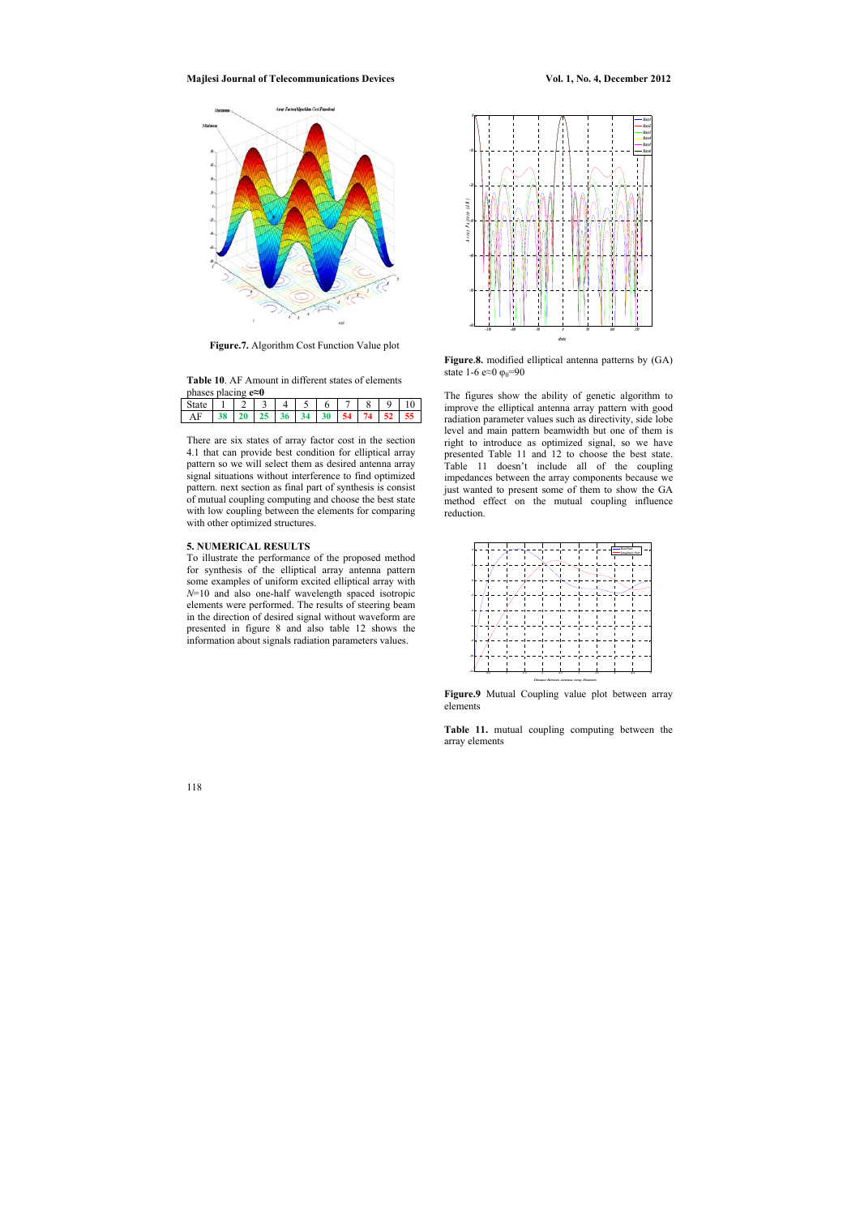**Figure.7.** Algorithm Cost Function Value plot

**Table 10**. AF Amount in different states of elements phases placing **e≈0**

| State | 1 | 2 | 3 | 4 | 5 | 6 | 7 | 8 | 9 | 10 |
|---|---|---|---|---|---|---|---|---|---|---|
| AF | **38** | **20** | **25** | **36** | **34** | **30** | **54** | **74** | **52** | **55** |

There are six states of array factor cost in the section 4.1 that can provide best condition for elliptical array pattern so we will select them as desired antenna array signal situations without interference to find optimized pattern. next section as final part of synthesis is consist of mutual coupling computing and choose the best state with low coupling between the elements for comparing with other optimized structures.

## 5. NUMERICAL RESULTS

To illustrate the performance of the proposed method for synthesis of the elliptical array antenna pattern some examples of uniform excited elliptical array with $N$=10 and also one-half wavelength spaced isotropic elements were performed. The results of steering beam in the direction of desired signal without interference waveform are presented in figure 8 and also table 12 shows the information about signals radiation parameters values.

**Figure.8.** modified elliptical antenna patterns by (GA) state 1-6 e≈0 $\varphi_0$=90

The figures show the ability of genetic algorithm to improve the elliptical antenna array pattern with good radiation parameter values such as directivity, side lobe level and main pattern beamwidth but one of them is right to introduce as optimized signal, so we have presented Table 11 and 12 to choose the best state. Table 11 doesn't include all of the coupling impedances between the array components because we just wanted to present some of them to show the GA method effect on the mutual coupling influence reduction.

**Figure.9** Mutual Coupling value plot between array elements

**Table 11.** mutual coupling computing between the array elements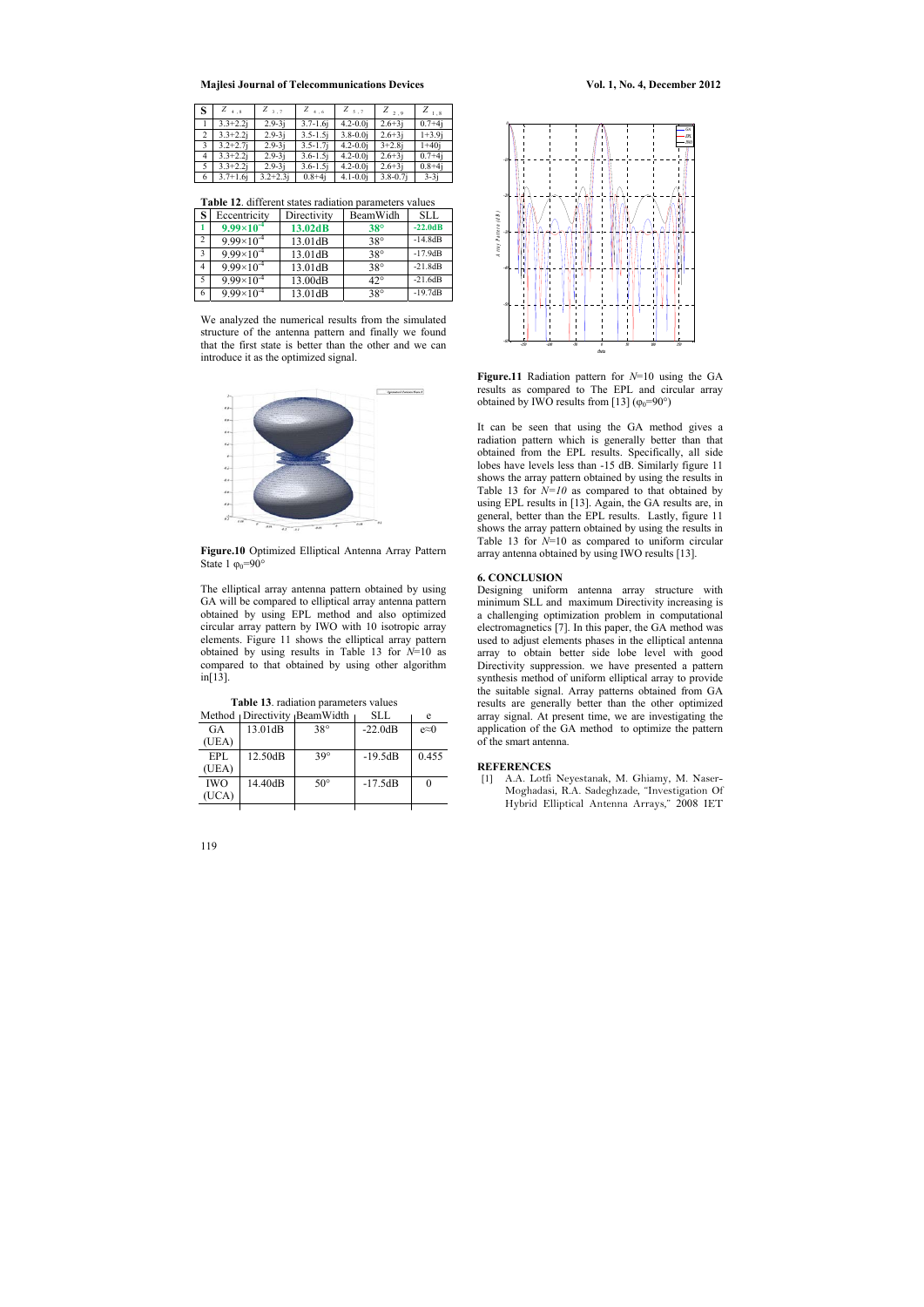| S | $Z_{4,6}$ | $Z_{3,7}$ | $Z_{6,6}$ | $Z_{5,7}$ | $Z_{2,9}$ | $Z_{1,8}$ |
|---|---|---|---|---|---|---|
| 1 | 3.3+2.2j | 2.9-3j | 3.7-1.6j | 4.2-0.0j | 2.6+3j | 0.7+4j |
| 2 | 3.3+2.2j | 2.9-3j | 3.5-1.5j | 3.8-0.0j | 2.6+3j | 1+3.9j |
| 3 | 3.2+2.7j | 2.9-3j | 3.5-1.7j | 4.2-0.0j | 3+2.8j | 1+40j |
| 4 | 3.3+2.2j | 2.9-3j | 3.6-1.5j | 4.2-0.0j | 2.6+3j | 0.7+4j |
| 5 | 3.3+2.2j | 2.9-3j | 3.6-1.5j | 4.2-0.0j | 2.6+3j | 0.8+4j |
| 6 | 3.7+1.6j | 3.2+2.3j | 0.8+4j | 4.1-0.0j | 3.8-0.7j | 3-3j |

**Table 12**. different states radiation parameters values

| S | Eccentricity | Directivity | BeamWidh | SLL |
|---|---|---|---|---|
| 1 | $9.99\times10^{-4}$ | 13.02dB | 38° | -22.0dB |
| 2 | $9.99\times10^{-4}$ | 13.01dB | 38° | -14.8dB |
| 3 | $9.99\times10^{-4}$ | 13.01dB | 38° | -17.9dB |
| 4 | $9.99\times10^{-4}$ | 13.01dB | 38° | -21.8dB |
| 5 | $9.99\times10^{-4}$ | 13.00dB | 42° | -21.6dB |
| 6 | $9.99\times10^{-4}$ | 13.01dB | 38° | -19.7dB |

We analyzed the numerical results from the simulated structure of the antenna pattern and finally we found that the first state is better than the other and we can introduce it as the optimized signal.

**Figure.10** Optimized Elliptical Antenna Array Pattern State 1 $\varphi_0$=90°

The elliptical array antenna pattern obtained by using GA will be compared to elliptical array antenna pattern obtained by using EPL method and also optimized circular array pattern by IWO with 10 isotropic array elements. Figure 11 shows the elliptical array pattern obtained by using results in Table 13 for $N$=10 as compared to that obtained by using other algorithm in[13].

**Table 13**. radiation parameters values

| Method | Directivity | BeamWidth | SLL | e |
|---|---|---|---|---|
| GA (UEA) | 13.01dB | 38° | -22.0dB | e≈0 |
| EPL (UEA) | 12.50dB | 39° | -19.5dB | 0.455 |
| IWO (UCA) | 14.40dB | 50° | -17.5dB | 0 |

**Figure.11** Radiation pattern for $N$=10 using the GA results as compared to The EPL and circular array obtained by IWO results from [13] ($\varphi_0$=90°)

It can be seen that using the GA method gives a radiation pattern which is generally better than that obtained from the EPL results. Specifically, all side lobes have levels less than -15 dB. Similarly figure 11 shows the array pattern obtained by using the results in Table 13 for $N=10$ as compared to that obtained by using EPL results in [13]. Again, the GA results are, in general, better than the EPL results. Lastly, figure 11 shows the array pattern obtained by using the results in Table 13 for $N$=10 as compared to uniform circular array antenna obtained by using IWO results [13].

## 6. CONCLUSION

Designing uniform antenna array structure with minimum SLL and maximum Directivity increasing is a challenging optimization problem in computational electromagnetics [7]. In this paper, the GA method was used to adjust elements phases in the elliptical antenna array to obtain better side lobe level with good Directivity suppression. we have presented a pattern synthesis method of uniform elliptical array to provide the suitable signal. Array patterns obtained from GA results are generally better than the other optimized array signal. At present time, we are investigating the application of the GA method to optimize the pattern of the smart antenna.

## REFERENCES

[1] A.A. Lotfi Neyestanak, M. Ghiamy, M. Naser-Moghadasi, R.A. Sadeghzade, "Investigation Of Hybrid Elliptical Antenna Arrays," 2008 IET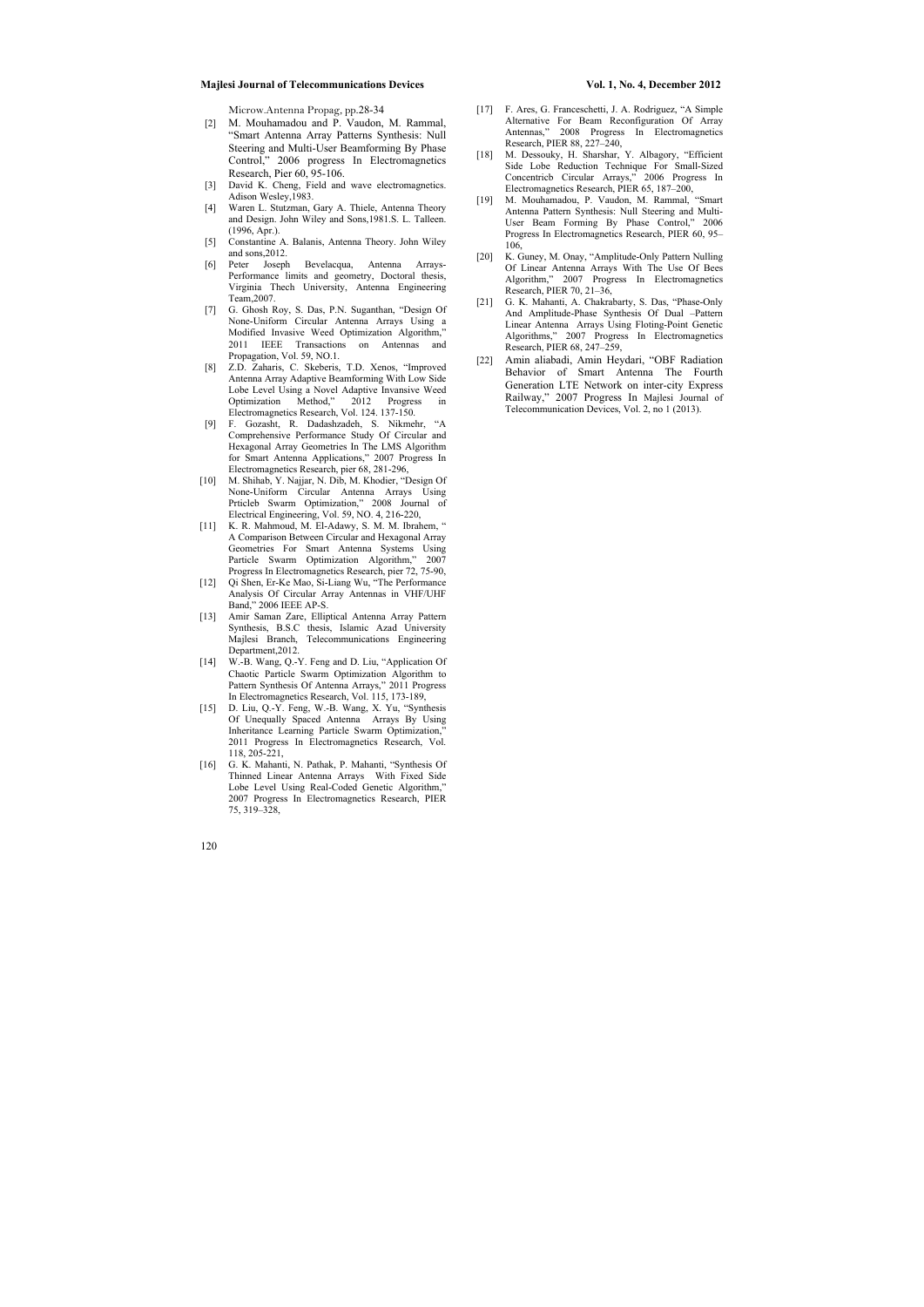Microw.Antenna Propag, pp.28-34

[2] M. Mouhamadou and P. Vaudon, M. Rammal, "Smart Antenna Array Patterns Synthesis: Null Steering and Multi-User Beamforming By Phase Control," 2006 progress In Electromagnetics Research, Pier 60, 95-106.

[3] David K. Cheng, Field and wave electromagnetics. Adison Wesley,1983.

[4] Waren L. Stutzman, Gary A. Thiele, Antenna Theory and Design. John Wiley and Sons,1981.S. L. Talleen. (1996, Apr.).

[5] Constantine A. Balanis, Antenna Theory. John Wiley and sons,2012.

[6] Peter Joseph Bevelacqua, Antenna Arrays-Performance limits and geometry, Doctoral thesis, Virginia Thech University, Antenna Engineering Team,2007.

[7] G. Ghosh Roy, S. Das, P.N. Suganthan, "Design Of None-Uniform Circular Antenna Arrays Using a Modified Invasive Weed Optimization Algorithm," 2011 IEEE Transactions on Antennas and Propagation, Vol. 59, NO.1.

[8] Z.D. Zaharis, C. Skeberis, T.D. Xenos, "Improved Antenna Array Adaptive Beamforming With Low Side Lobe Level Using a Novel Adaptive Invansive Weed Optimization Method," 2012 Progress in Electromagnetics Research, Vol. 124. 137-150.

[9] F. Gozasht, R. Dadashzadeh, S. Nikmehr, "A Comprehensive Performance Study Of Circular and Hexagonal Array Geometries In The LMS Algorithm for Smart Antenna Applications," 2007 Progress In Electromagnetics Research, pier 68, 281-296,

[10] M. Shihab, Y. Najjar, N. Dib, M. Khodier, "Design Of None-Uniform Circular Antenna Arrays Using Prticleb Swarm Optimization," 2008 Journal of Electrical Engineering, Vol. 59, NO. 4, 216-220,

[11] K. R. Mahmoud, M. El-Adawy, S. M. M. Ibrahem, " A Comparison Between Circular and Hexagonal Array Geometries For Smart Antenna Systems Using Particle Swarm Optimization Algorithm," 2007 Progress In Electromagnetics Research, pier 72, 75-90,

[12] Qi Shen, Er-Ke Mao, Si-Liang Wu, "The Performance Analysis Of Circular Array Antennas in VHF/UHF Band," 2006 IEEE AP-S.

[13] Amir Saman Zare, Elliptical Antenna Array Pattern Synthesis, B.S.C thesis, Islamic Azad University Majlesi Branch, Telecommunications Engineering Department,2012.

[14] W.-B. Wang, Q.-Y. Feng and D. Liu, "Application Of Chaotic Particle Swarm Optimization Algorithm to Pattern Synthesis Of Antenna Arrays," 2011 Progress In Electromagnetics Research, Vol. 115, 173-189,

[15] D. Liu, Q.-Y. Feng, W.-B. Wang, X. Yu, "Synthesis Of Unequally Spaced Antenna Arrays By Using Inheritance Learning Particle Swarm Optimization," 2011 Progress In Electromagnetics Research, Vol. 118, 205-221,

[16] G. K. Mahanti, N. Pathak, P. Mahanti, "Synthesis Of Thinned Linear Antenna Arrays With Fixed Side Lobe Level Using Real-Coded Genetic Algorithm," 2007 Progress In Electromagnetics Research, PIER 75, 319–328,

[17] F. Ares, G. Franceschetti, J. A. Rodriguez, "A Simple Alternative For Beam Reconfiguration Of Array Antennas," 2008 Progress In Electromagnetics Research, PIER 88, 227–240,

[18] M. Dessouky, H. Sharshar, Y. Albagory, "Efficient Side Lobe Reduction Technique For Small-Sized Concentricb Circular Arrays," 2006 Progress In Electromagnetics Research, PIER 65, 187–200,

[19] M. Mouhamadou, P. Vaudon, M. Rammal, "Smart Antenna Pattern Synthesis: Null Steering and Multi-User Beam Forming By Phase Control," 2006 Progress In Electromagnetics Research, PIER 60, 95–106,

[20] K. Guney, M. Onay, "Amplitude-Only Pattern Nulling Of Linear Antenna Arrays With The Use Of Bees Algorithm," 2007 Progress In Electromagnetics Research, PIER 70, 21–36,

[21] G. K. Mahanti, A. Chakrabarty, S. Das, "Phase-Only And Amplitude-Phase Synthesis Of Dual –Pattern Linear Antenna Arrays Using Floting-Point Genetic Algorithms," 2007 Progress In Electromagnetics Research, PIER 68, 247–259,

[22] Amin aliabadi, Amin Heydari, "OBF Radiation Behavior of Smart Antenna The Fourth Generation LTE Network on inter-city Express Railway," 2007 Progress In Majlesi Journal of Telecommunication Devices, Vol. 2, no 1 (2013).